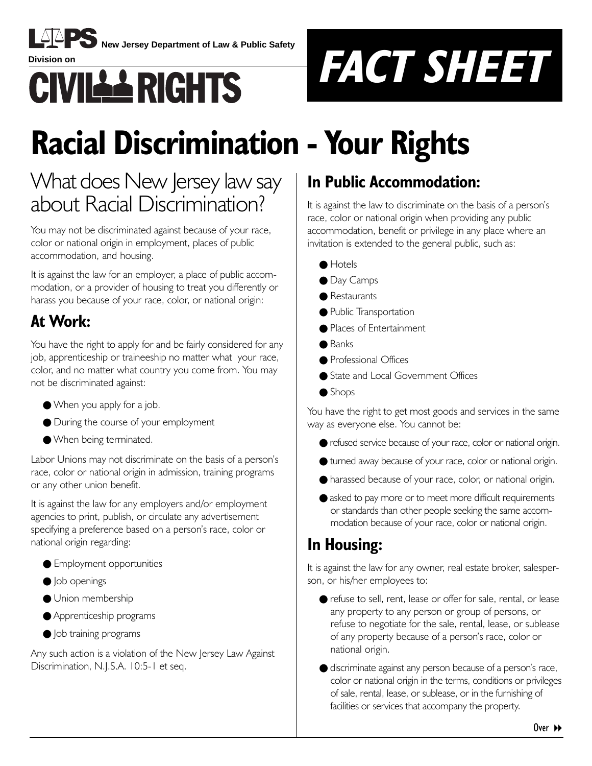LPS New Jersey Department of Law & Public Safety

Division on

CIVIL RIGHTS

FACT SHEET

# Racial Discrimination - Your Rights

## What does New Jersey law say about Racial Discrimination?

You may not be discriminated against because of your race, color or national origin in employment, places of public accommodation, and housing.

It is against the law for an employer, a place of public accommodation, or a provider of housing to treat you differently or harass you because of your race, color, or national origin:

### At Work:

You have the right to apply for and be fairly considered for any job, apprenticeship or traineeship no matter what your race, color, and no matter what country you come from. You may not be discriminated against:

- When you apply for a job.
- During the course of your employment
- When being terminated.

Labor Unions may not discriminate on the basis of a person's race, color or national origin in admission, training programs or any other union benefit.

It is against the law for any employers and/or employment agencies to print, publish, or circulate any advertisement specifying a preference based on a person's race, color or national origin regarding:

- Employment opportunities
- Job openings
- Union membership
- Apprenticeship programs
- Job training programs

Any such action is a violation of the New Jersey Law Against Discrimination, N.J.S.A. 10:5-1 et seq.

### In Public Accommodation:

It is against the law to discriminate on the basis of a person's race, color or national origin when providing any public accommodation, benefit or privilege in any place where an invitation is extended to the general public, such as:

- Hotels
- Day Camps
- Restaurants
- Public Transportation
- Places of Entertainment
- Banks
- Professional Offices
- State and Local Government Offices
- Shops

You have the right to get most goods and services in the same way as everyone else. You cannot be:

- refused service because of your race, color or national origin.
- turned away because of your race, color or national origin.
- harassed because of your race, color, or national origin.
- asked to pay more or to meet more difficult requirements or standards than other people seeking the same accommodation because of your race, color or national origin.

### In Housing:

It is against the law for any owner, real estate broker, salesperson, or his/her employees to:

- refuse to sell, rent, lease or offer for sale, rental, or lease any property to any person or group of persons, or refuse to negotiate for the sale, rental, lease, or sublease of any property because of a person's race, color or national origin.
- discriminate against any person because of a person's race, color or national origin in the terms, conditions or privileges of sale, rental, lease, or sublease, or in the furnishing of facilities or services that accompany the property.

Over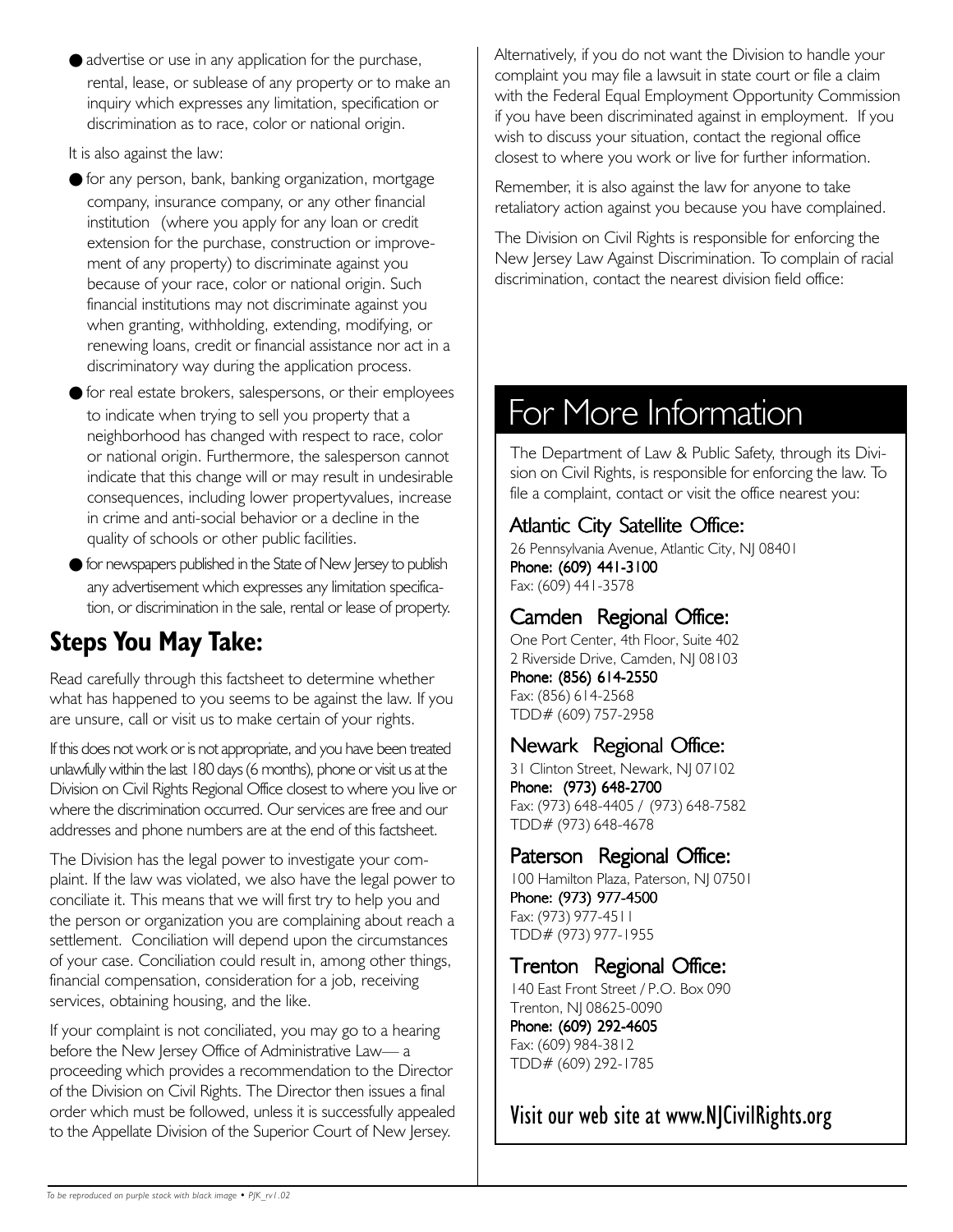- advertise or use in any application for the purchase, rental, lease, or sublease of any property or to make an inquiry which expresses any limitation, specification or discrimination as to race, color or national origin.

It is also against the law:

- for any person, bank, banking organization, mortgage company, insurance company, or any other financial institution (where you apply for any loan or credit extension for the purchase, construction or improvement of any property) to discriminate against you because of your race, color or national origin. Such financial institutions may not discriminate against you when granting, withholding, extending, modifying, or renewing loans, credit or financial assistance nor act in a discriminatory way during the application process.
- for real estate brokers, salespersons, or their employees to indicate when trying to sell you property that a neighborhood has changed with respect to race, color or national origin. Furthermore, the salesperson cannot indicate that this change will or may result in undesirable consequences, including lower propertyvalues, increase in crime and anti-social behavior or a decline in the quality of schools or other public facilities.
- for newspapers published in the State of New Jersey to publish any advertisement which expresses any limitation specification, or discrimination in the sale, rental or lease of property.

## Steps You May Take:

Read carefully through this factsheet to determine whether what has happened to you seems to be against the law. If you are unsure, call or visit us to make certain of your rights.

If this does not work or is not appropriate, and you have been treated unlawfully within the last 180 days (6 months), phone or visit us at the Division on Civil Rights Regional Office closest to where you live or where the discrimination occurred. Our services are free and our addresses and phone numbers are at the end of this factsheet.

The Division has the legal power to investigate your complaint. If the law was violated, we also have the legal power to conciliate it. This means that we will first try to help you and the person or organization you are complaining about reach a settlement. Conciliation will depend upon the circumstances of your case. Conciliation could result in, among other things, financial compensation, consideration for a job, receiving services, obtaining housing, and the like.

If your complaint is not conciliated, you may go to a hearing before the New Jersey Office of Administrative Law— a proceeding which provides a recommendation to the Director of the Division on Civil Rights. The Director then issues a final order which must be followed, unless it is successfully appealed to the Appellate Division of the Superior Court of New Jersey.

Alternatively, if you do not want the Division to handle your complaint you may file a lawsuit in state court or file a claim with the Federal Equal Employment Opportunity Commission if you have been discriminated against in employment. If you wish to discuss your situation, contact the regional office closest to where you work or live for further information.

Remember, it is also against the law for anyone to take retaliatory action against you because you have complained.

The Division on Civil Rights is responsible for enforcing the New Jersey Law Against Discrimination. To complain of racial discrimination, contact the nearest division field office:

## For More Information

The Department of Law & Public Safety, through its Division on Civil Rights, is responsible for enforcing the law. To file a complaint, contact or visit the office nearest you:

### Atlantic City Satellite Office:

26 Pennsylvania Avenue, Atlantic City, NJ 08401
**Phone: (609) 441-3100**
Fax: (609) 441-3578

### Camden Regional Office:

One Port Center, 4th Floor, Suite 402
2 Riverside Drive, Camden, NJ 08103
**Phone: (856) 614-2550**
Fax: (856) 614-2568
TDD# (609) 757-2958

### Newark Regional Office:

31 Clinton Street, Newark, NJ 07102
**Phone: (973) 648-2700**
Fax: (973) 648-4405 / (973) 648-7582
TDD# (973) 648-4678

### Paterson Regional Office:

100 Hamilton Plaza, Paterson, NJ 07501
**Phone: (973) 977-4500**
Fax: (973) 977-4511
TDD# (973) 977-1955

### Trenton Regional Office:

140 East Front Street / P.O. Box 090
Trenton, NJ 08625-0090
**Phone: (609) 292-4605**
Fax: (609) 984-3812
TDD# (609) 292-1785

Visit our web site at www.NJCivilRights.org

*To be reproduced on purple stock with black image • PJK_rv1.02*